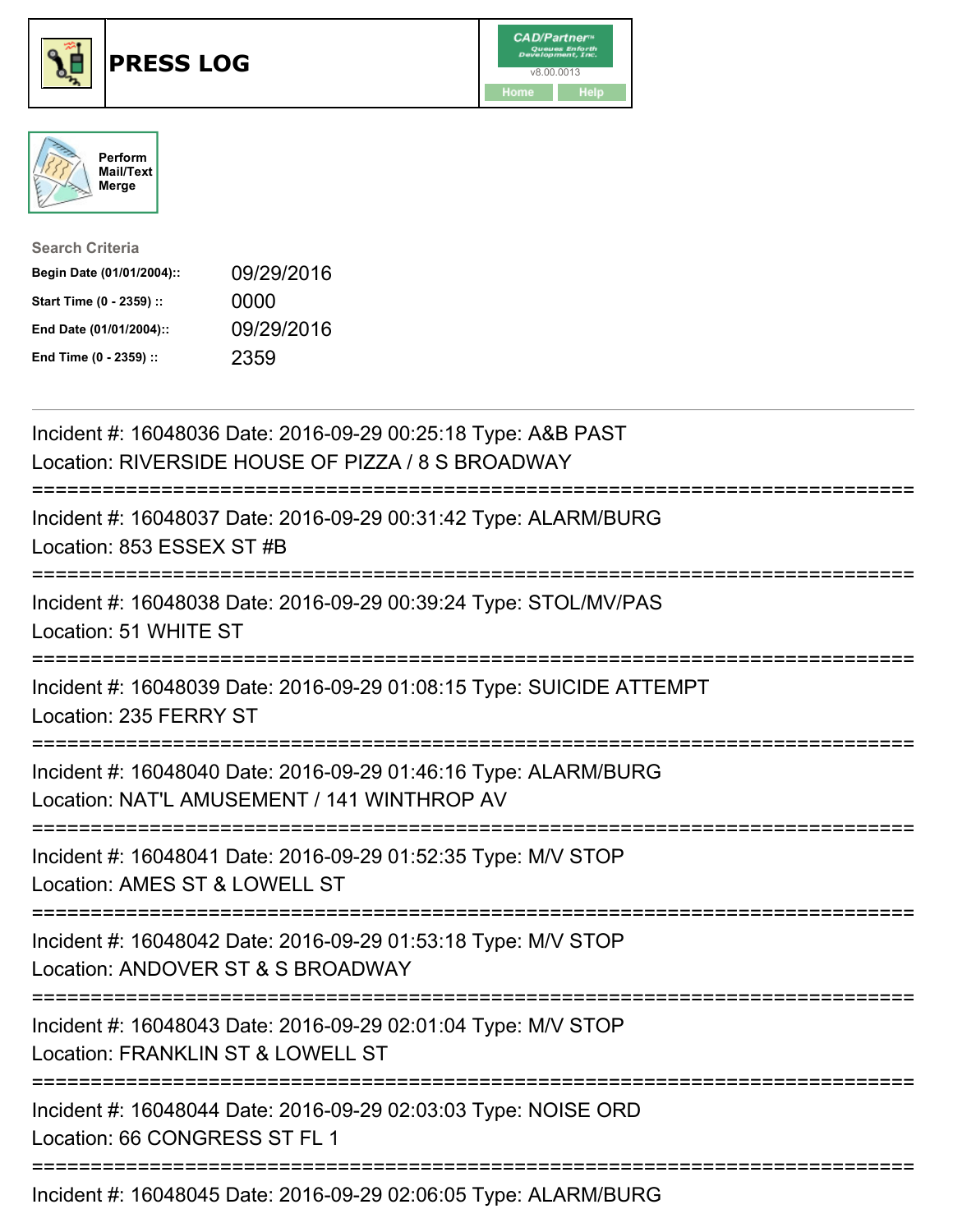# PRESS LOG

CAD/Partner™ v8.00.0013

Home | Help

Perform Mail/Text Merge

**Search Criteria**

| | |
|---|---|
| **Begin Date (01/01/2004)::** | 09/29/2016 |
| **Start Time (0 - 2359) ::** | 0000 |
| **End Date (01/01/2004)::** | 09/29/2016 |
| **End Time (0 - 2359) ::** | 2359 |

Incident #: 16048036 Date: 2016-09-29 00:25:18 Type: A&B PAST
Location: RIVERSIDE HOUSE OF PIZZA / 8 S BROADWAY

===========================================================================

Incident #: 16048037 Date: 2016-09-29 00:31:42 Type: ALARM/BURG
Location: 853 ESSEX ST #B

===========================================================================

Incident #: 16048038 Date: 2016-09-29 00:39:24 Type: STOL/MV/PAS
Location: 51 WHITE ST

===========================================================================

Incident #: 16048039 Date: 2016-09-29 01:08:15 Type: SUICIDE ATTEMPT
Location: 235 FERRY ST

===========================================================================

Incident #: 16048040 Date: 2016-09-29 01:46:16 Type: ALARM/BURG
Location: NAT'L AMUSEMENT / 141 WINTHROP AV

===========================================================================

Incident #: 16048041 Date: 2016-09-29 01:52:35 Type: M/V STOP
Location: AMES ST & LOWELL ST

===========================================================================

Incident #: 16048042 Date: 2016-09-29 01:53:18 Type: M/V STOP
Location: ANDOVER ST & S BROADWAY

===========================================================================

Incident #: 16048043 Date: 2016-09-29 02:01:04 Type: M/V STOP
Location: FRANKLIN ST & LOWELL ST

===========================================================================

Incident #: 16048044 Date: 2016-09-29 02:03:03 Type: NOISE ORD
Location: 66 CONGRESS ST FL 1

===========================================================================

Incident #: 16048045 Date: 2016-09-29 02:06:05 Type: ALARM/BURG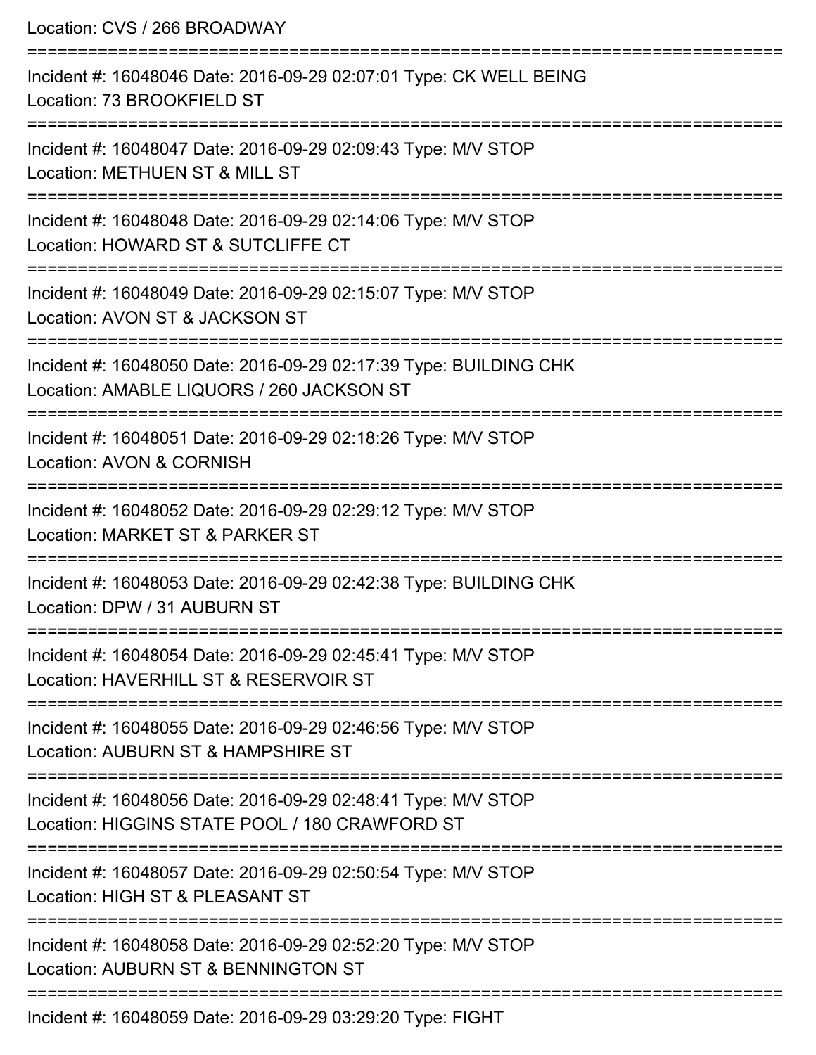Location: CVS / 266 BROADWAY

===========================================================================

Incident #: 16048046 Date: 2016-09-29 02:07:01 Type: CK WELL BEING

Location: 73 BROOKFIELD ST

===========================================================================

Incident #: 16048047 Date: 2016-09-29 02:09:43 Type: M/V STOP

Location: METHUEN ST & MILL ST

===========================================================================

Incident #: 16048048 Date: 2016-09-29 02:14:06 Type: M/V STOP

Location: HOWARD ST & SUTCLIFFE CT

===========================================================================

Incident #: 16048049 Date: 2016-09-29 02:15:07 Type: M/V STOP

Location: AVON ST & JACKSON ST

===========================================================================

Incident #: 16048050 Date: 2016-09-29 02:17:39 Type: BUILDING CHK

Location: AMABLE LIQUORS / 260 JACKSON ST

===========================================================================

Incident #: 16048051 Date: 2016-09-29 02:18:26 Type: M/V STOP

Location: AVON & CORNISH

===========================================================================

Incident #: 16048052 Date: 2016-09-29 02:29:12 Type: M/V STOP

Location: MARKET ST & PARKER ST

===========================================================================

Incident #: 16048053 Date: 2016-09-29 02:42:38 Type: BUILDING CHK

Location: DPW / 31 AUBURN ST

===========================================================================

Incident #: 16048054 Date: 2016-09-29 02:45:41 Type: M/V STOP

Location: HAVERHILL ST & RESERVOIR ST

===========================================================================

Incident #: 16048055 Date: 2016-09-29 02:46:56 Type: M/V STOP

Location: AUBURN ST & HAMPSHIRE ST

===========================================================================

Incident #: 16048056 Date: 2016-09-29 02:48:41 Type: M/V STOP

Location: HIGGINS STATE POOL / 180 CRAWFORD ST

===========================================================================

Incident #: 16048057 Date: 2016-09-29 02:50:54 Type: M/V STOP

Location: HIGH ST & PLEASANT ST

===========================================================================

Incident #: 16048058 Date: 2016-09-29 02:52:20 Type: M/V STOP

Location: AUBURN ST & BENNINGTON ST

===========================================================================

Incident #: 16048059 Date: 2016-09-29 03:29:20 Type: FIGHT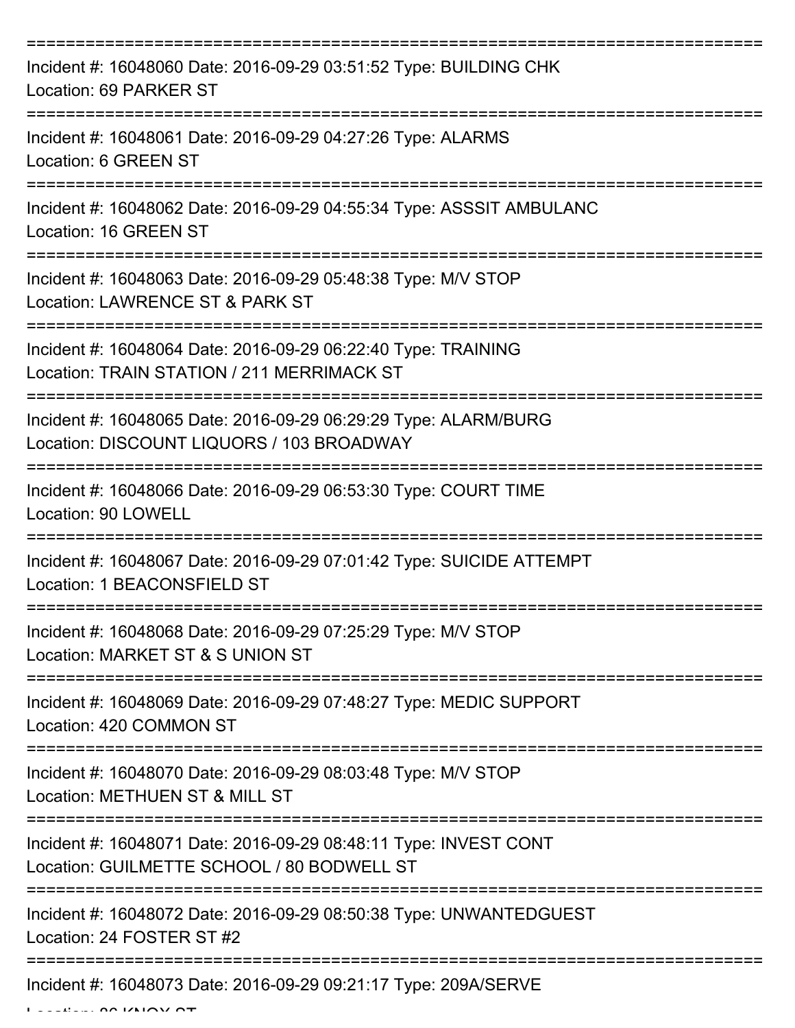---

Incident #: 16048060 Date: 2016-09-29 03:51:52 Type: BUILDING CHK
Location: 69 PARKER ST

---

Incident #: 16048061 Date: 2016-09-29 04:27:26 Type: ALARMS
Location: 6 GREEN ST

---

Incident #: 16048062 Date: 2016-09-29 04:55:34 Type: ASSSIT AMBULANC
Location: 16 GREEN ST

---

Incident #: 16048063 Date: 2016-09-29 05:48:38 Type: M/V STOP
Location: LAWRENCE ST & PARK ST

---

Incident #: 16048064 Date: 2016-09-29 06:22:40 Type: TRAINING
Location: TRAIN STATION / 211 MERRIMACK ST

---

Incident #: 16048065 Date: 2016-09-29 06:29:29 Type: ALARM/BURG
Location: DISCOUNT LIQUORS / 103 BROADWAY

---

Incident #: 16048066 Date: 2016-09-29 06:53:30 Type: COURT TIME
Location: 90 LOWELL

---

Incident #: 16048067 Date: 2016-09-29 07:01:42 Type: SUICIDE ATTEMPT
Location: 1 BEACONSFIELD ST

---

Incident #: 16048068 Date: 2016-09-29 07:25:29 Type: M/V STOP
Location: MARKET ST & S UNION ST

---

Incident #: 16048069 Date: 2016-09-29 07:48:27 Type: MEDIC SUPPORT
Location: 420 COMMON ST

---

Incident #: 16048070 Date: 2016-09-29 08:03:48 Type: M/V STOP
Location: METHUEN ST & MILL ST

---

Incident #: 16048071 Date: 2016-09-29 08:48:11 Type: INVEST CONT
Location: GUILMETTE SCHOOL / 80 BODWELL ST

---

Incident #: 16048072 Date: 2016-09-29 08:50:38 Type: UNWANTEDGUEST
Location: 24 FOSTER ST #2

---

Incident #: 16048073 Date: 2016-09-29 09:21:17 Type: 209A/SERVE
Location: 86 KNOX ST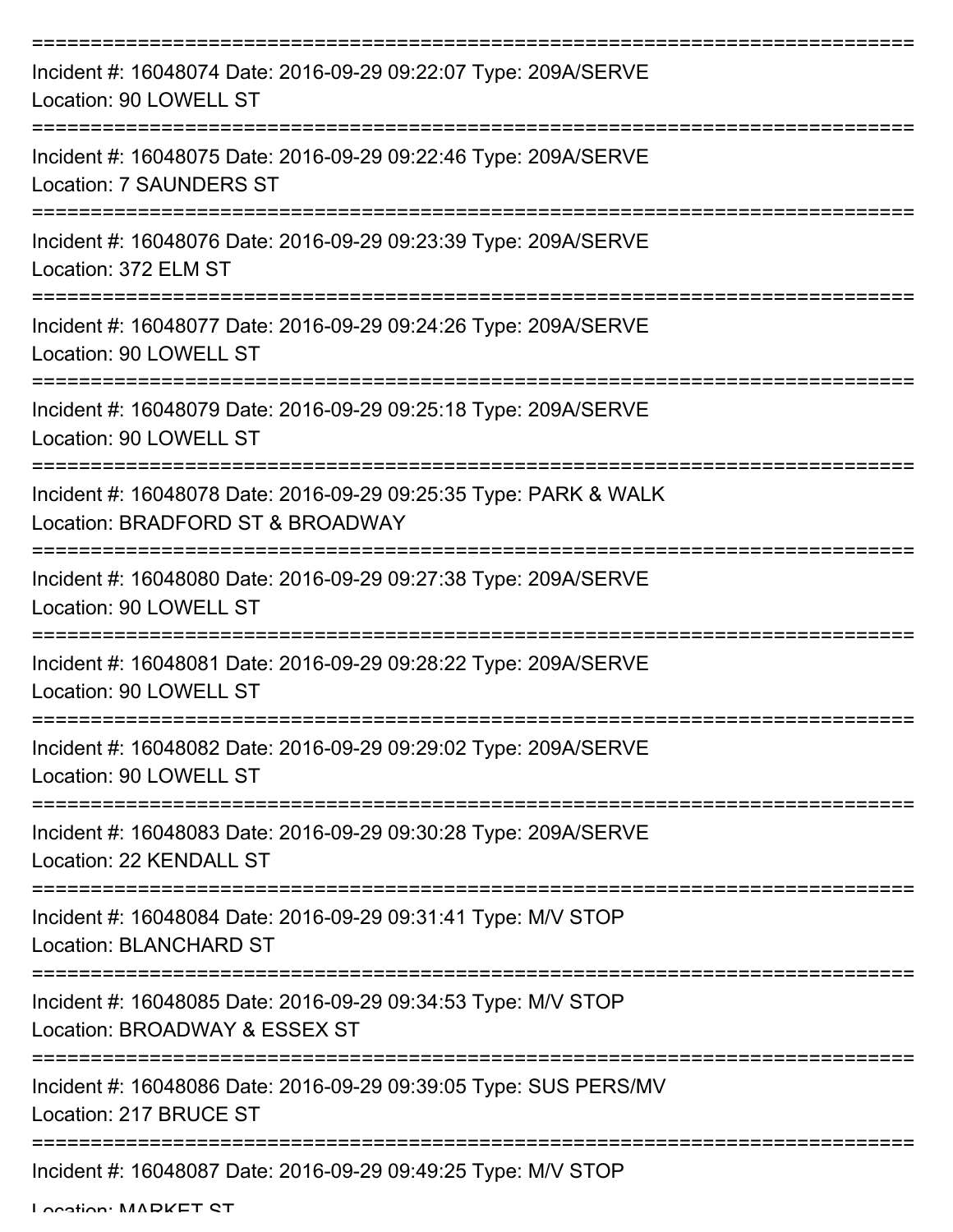===========================================================================

Incident #: 16048074 Date: 2016-09-29 09:22:07 Type: 209A/SERVE
Location: 90 LOWELL ST

===========================================================================

Incident #: 16048075 Date: 2016-09-29 09:22:46 Type: 209A/SERVE
Location: 7 SAUNDERS ST

===========================================================================

Incident #: 16048076 Date: 2016-09-29 09:23:39 Type: 209A/SERVE
Location: 372 ELM ST

===========================================================================

Incident #: 16048077 Date: 2016-09-29 09:24:26 Type: 209A/SERVE
Location: 90 LOWELL ST

===========================================================================

Incident #: 16048079 Date: 2016-09-29 09:25:18 Type: 209A/SERVE
Location: 90 LOWELL ST

===========================================================================

Incident #: 16048078 Date: 2016-09-29 09:25:35 Type: PARK & WALK
Location: BRADFORD ST & BROADWAY

===========================================================================

Incident #: 16048080 Date: 2016-09-29 09:27:38 Type: 209A/SERVE
Location: 90 LOWELL ST

===========================================================================

Incident #: 16048081 Date: 2016-09-29 09:28:22 Type: 209A/SERVE
Location: 90 LOWELL ST

===========================================================================

Incident #: 16048082 Date: 2016-09-29 09:29:02 Type: 209A/SERVE
Location: 90 LOWELL ST

===========================================================================

Incident #: 16048083 Date: 2016-09-29 09:30:28 Type: 209A/SERVE
Location: 22 KENDALL ST

===========================================================================

Incident #: 16048084 Date: 2016-09-29 09:31:41 Type: M/V STOP
Location: BLANCHARD ST

===========================================================================

Incident #: 16048085 Date: 2016-09-29 09:34:53 Type: M/V STOP
Location: BROADWAY & ESSEX ST

===========================================================================

Incident #: 16048086 Date: 2016-09-29 09:39:05 Type: SUS PERS/MV
Location: 217 BRUCE ST

===========================================================================

Incident #: 16048087 Date: 2016-09-29 09:49:25 Type: M/V STOP
Location: MARKET ST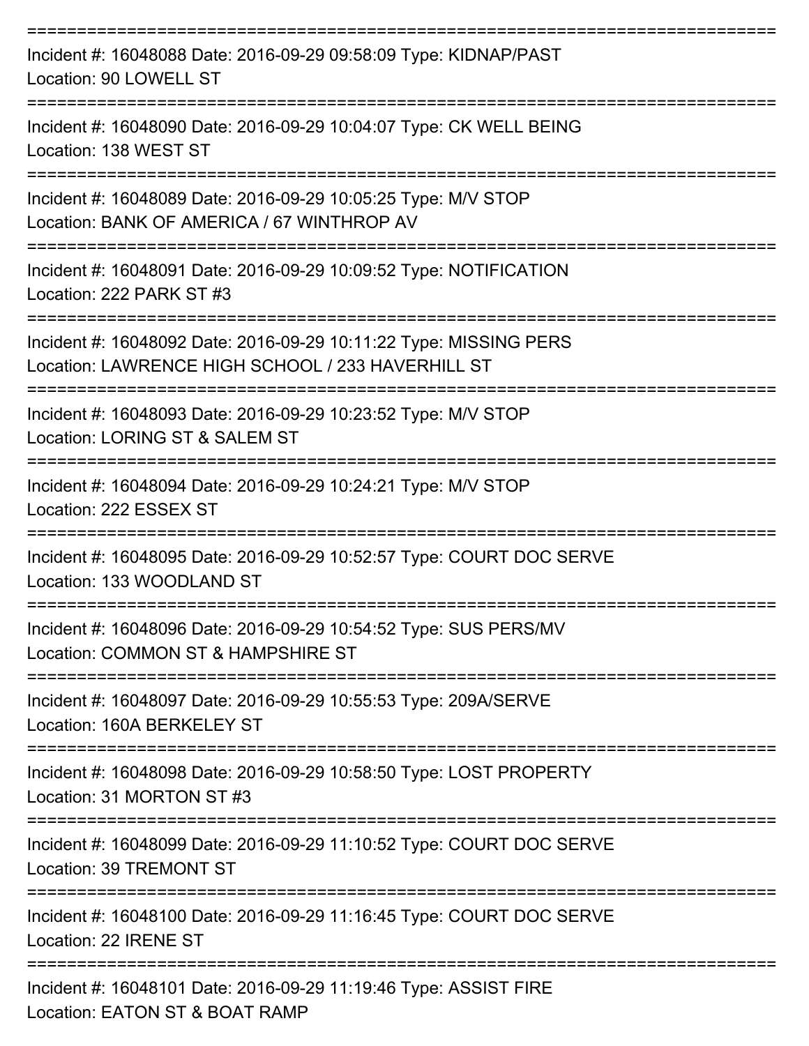===========================================================================

Incident #: 16048088 Date: 2016-09-29 09:58:09 Type: KIDNAP/PAST
Location: 90 LOWELL ST

===========================================================================

Incident #: 16048090 Date: 2016-09-29 10:04:07 Type: CK WELL BEING
Location: 138 WEST ST

===========================================================================

Incident #: 16048089 Date: 2016-09-29 10:05:25 Type: M/V STOP
Location: BANK OF AMERICA / 67 WINTHROP AV

===========================================================================

Incident #: 16048091 Date: 2016-09-29 10:09:52 Type: NOTIFICATION
Location: 222 PARK ST #3

===========================================================================

Incident #: 16048092 Date: 2016-09-29 10:11:22 Type: MISSING PERS
Location: LAWRENCE HIGH SCHOOL / 233 HAVERHILL ST

===========================================================================

Incident #: 16048093 Date: 2016-09-29 10:23:52 Type: M/V STOP
Location: LORING ST & SALEM ST

===========================================================================

Incident #: 16048094 Date: 2016-09-29 10:24:21 Type: M/V STOP
Location: 222 ESSEX ST

===========================================================================

Incident #: 16048095 Date: 2016-09-29 10:52:57 Type: COURT DOC SERVE
Location: 133 WOODLAND ST

===========================================================================

Incident #: 16048096 Date: 2016-09-29 10:54:52 Type: SUS PERS/MV
Location: COMMON ST & HAMPSHIRE ST

===========================================================================

Incident #: 16048097 Date: 2016-09-29 10:55:53 Type: 209A/SERVE
Location: 160A BERKELEY ST

===========================================================================

Incident #: 16048098 Date: 2016-09-29 10:58:50 Type: LOST PROPERTY
Location: 31 MORTON ST #3

===========================================================================

Incident #: 16048099 Date: 2016-09-29 11:10:52 Type: COURT DOC SERVE
Location: 39 TREMONT ST

===========================================================================

Incident #: 16048100 Date: 2016-09-29 11:16:45 Type: COURT DOC SERVE
Location: 22 IRENE ST

===========================================================================

Incident #: 16048101 Date: 2016-09-29 11:19:46 Type: ASSIST FIRE
Location: EATON ST & BOAT RAMP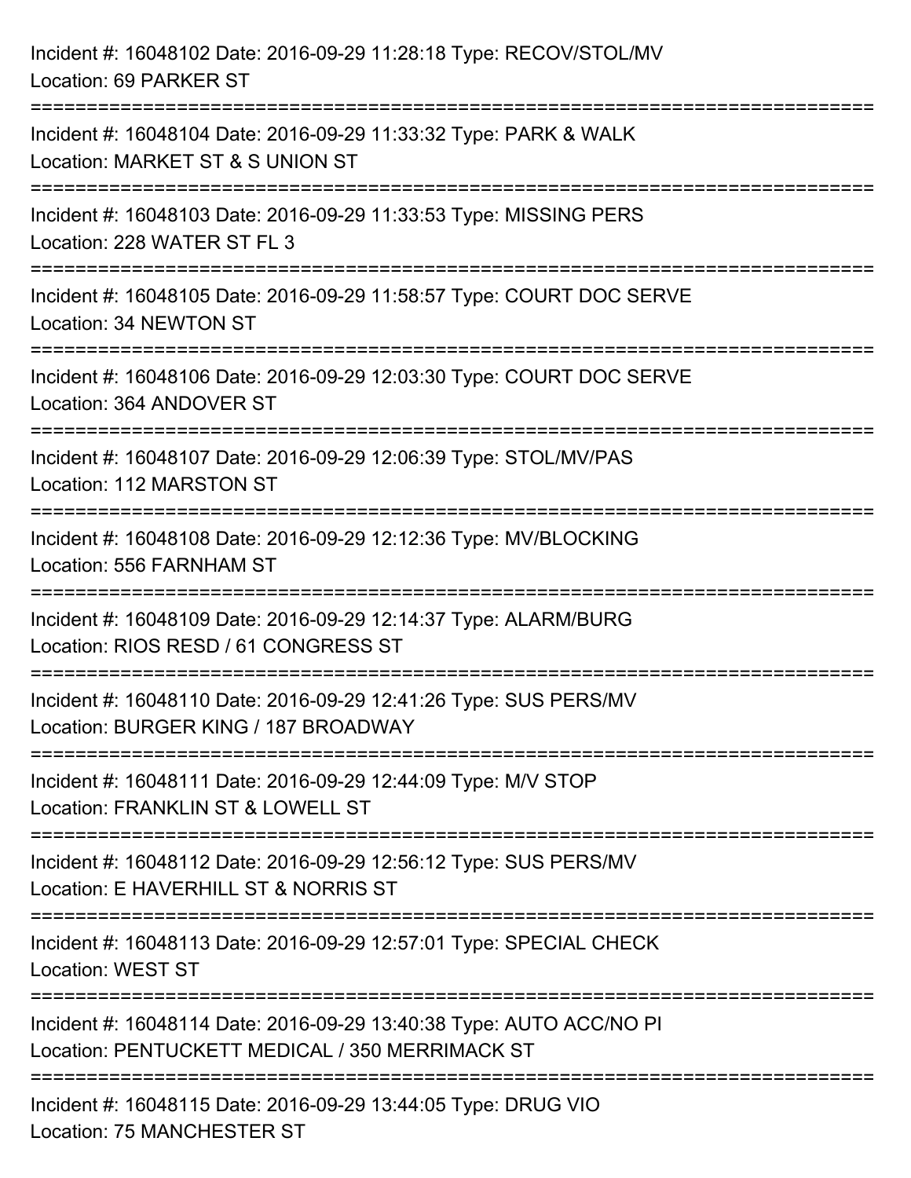Incident #: 16048102 Date: 2016-09-29 11:28:18 Type: RECOV/STOL/MV
Location: 69 PARKER ST

===========================================================================

Incident #: 16048104 Date: 2016-09-29 11:33:32 Type: PARK & WALK
Location: MARKET ST & S UNION ST

===========================================================================

Incident #: 16048103 Date: 2016-09-29 11:33:53 Type: MISSING PERS
Location: 228 WATER ST FL 3

===========================================================================

Incident #: 16048105 Date: 2016-09-29 11:58:57 Type: COURT DOC SERVE
Location: 34 NEWTON ST

===========================================================================

Incident #: 16048106 Date: 2016-09-29 12:03:30 Type: COURT DOC SERVE
Location: 364 ANDOVER ST

===========================================================================

Incident #: 16048107 Date: 2016-09-29 12:06:39 Type: STOL/MV/PAS
Location: 112 MARSTON ST

===========================================================================

Incident #: 16048108 Date: 2016-09-29 12:12:36 Type: MV/BLOCKING
Location: 556 FARNHAM ST

===========================================================================

Incident #: 16048109 Date: 2016-09-29 12:14:37 Type: ALARM/BURG
Location: RIOS RESD / 61 CONGRESS ST

===========================================================================

Incident #: 16048110 Date: 2016-09-29 12:41:26 Type: SUS PERS/MV
Location: BURGER KING / 187 BROADWAY

===========================================================================

Incident #: 16048111 Date: 2016-09-29 12:44:09 Type: M/V STOP
Location: FRANKLIN ST & LOWELL ST

===========================================================================

Incident #: 16048112 Date: 2016-09-29 12:56:12 Type: SUS PERS/MV
Location: E HAVERHILL ST & NORRIS ST

===========================================================================

Incident #: 16048113 Date: 2016-09-29 12:57:01 Type: SPECIAL CHECK
Location: WEST ST

===========================================================================

Incident #: 16048114 Date: 2016-09-29 13:40:38 Type: AUTO ACC/NO PI
Location: PENTUCKETT MEDICAL / 350 MERRIMACK ST

===========================================================================

Incident #: 16048115 Date: 2016-09-29 13:44:05 Type: DRUG VIO
Location: 75 MANCHESTER ST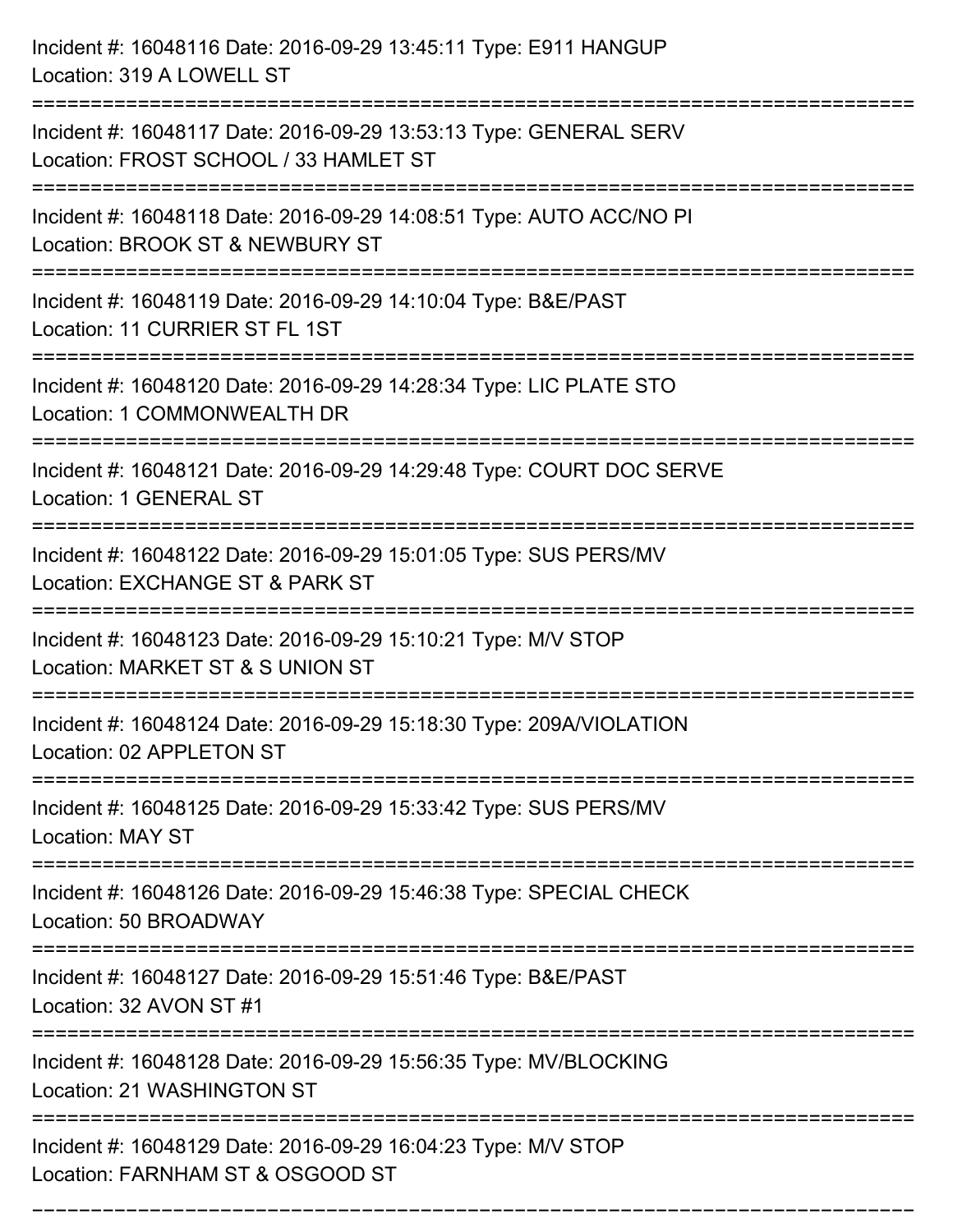Incident #: 16048116 Date: 2016-09-29 13:45:11 Type: E911 HANGUP
Location: 319 A LOWELL ST

===========================================================================

Incident #: 16048117 Date: 2016-09-29 13:53:13 Type: GENERAL SERV
Location: FROST SCHOOL / 33 HAMLET ST

===========================================================================

Incident #: 16048118 Date: 2016-09-29 14:08:51 Type: AUTO ACC/NO PI
Location: BROOK ST & NEWBURY ST

===========================================================================

Incident #: 16048119 Date: 2016-09-29 14:10:04 Type: B&E/PAST
Location: 11 CURRIER ST FL 1ST

===========================================================================

Incident #: 16048120 Date: 2016-09-29 14:28:34 Type: LIC PLATE STO
Location: 1 COMMONWEALTH DR

===========================================================================

Incident #: 16048121 Date: 2016-09-29 14:29:48 Type: COURT DOC SERVE
Location: 1 GENERAL ST

===========================================================================

Incident #: 16048122 Date: 2016-09-29 15:01:05 Type: SUS PERS/MV
Location: EXCHANGE ST & PARK ST

===========================================================================

Incident #: 16048123 Date: 2016-09-29 15:10:21 Type: M/V STOP
Location: MARKET ST & S UNION ST

===========================================================================

Incident #: 16048124 Date: 2016-09-29 15:18:30 Type: 209A/VIOLATION
Location: 02 APPLETON ST

===========================================================================

Incident #: 16048125 Date: 2016-09-29 15:33:42 Type: SUS PERS/MV
Location: MAY ST

===========================================================================

Incident #: 16048126 Date: 2016-09-29 15:46:38 Type: SPECIAL CHECK
Location: 50 BROADWAY

===========================================================================

Incident #: 16048127 Date: 2016-09-29 15:51:46 Type: B&E/PAST
Location: 32 AVON ST #1

===========================================================================

Incident #: 16048128 Date: 2016-09-29 15:56:35 Type: MV/BLOCKING
Location: 21 WASHINGTON ST

===========================================================================

Incident #: 16048129 Date: 2016-09-29 16:04:23 Type: M/V STOP
Location: FARNHAM ST & OSGOOD ST

===========================================================================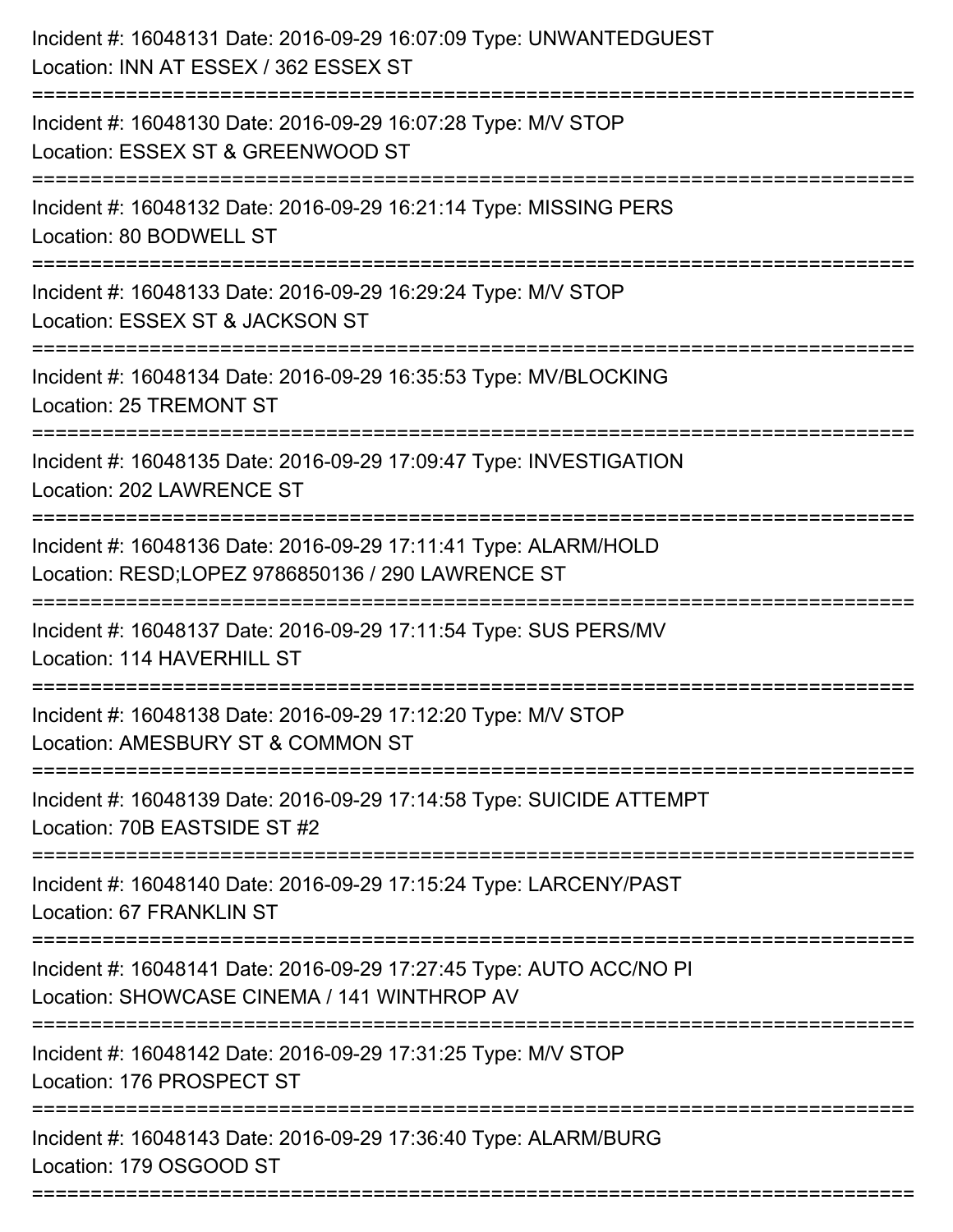Incident #: 16048131 Date: 2016-09-29 16:07:09 Type: UNWANTEDGUEST
Location: INN AT ESSEX / 362 ESSEX ST

===========================================================================

Incident #: 16048130 Date: 2016-09-29 16:07:28 Type: M/V STOP
Location: ESSEX ST & GREENWOOD ST

===========================================================================

Incident #: 16048132 Date: 2016-09-29 16:21:14 Type: MISSING PERS
Location: 80 BODWELL ST

===========================================================================

Incident #: 16048133 Date: 2016-09-29 16:29:24 Type: M/V STOP
Location: ESSEX ST & JACKSON ST

===========================================================================

Incident #: 16048134 Date: 2016-09-29 16:35:53 Type: MV/BLOCKING
Location: 25 TREMONT ST

===========================================================================

Incident #: 16048135 Date: 2016-09-29 17:09:47 Type: INVESTIGATION
Location: 202 LAWRENCE ST

===========================================================================

Incident #: 16048136 Date: 2016-09-29 17:11:41 Type: ALARM/HOLD
Location: RESD;LOPEZ 9786850136 / 290 LAWRENCE ST

===========================================================================

Incident #: 16048137 Date: 2016-09-29 17:11:54 Type: SUS PERS/MV
Location: 114 HAVERHILL ST

===========================================================================

Incident #: 16048138 Date: 2016-09-29 17:12:20 Type: M/V STOP
Location: AMESBURY ST & COMMON ST

===========================================================================

Incident #: 16048139 Date: 2016-09-29 17:14:58 Type: SUICIDE ATTEMPT
Location: 70B EASTSIDE ST #2

===========================================================================

Incident #: 16048140 Date: 2016-09-29 17:15:24 Type: LARCENY/PAST
Location: 67 FRANKLIN ST

===========================================================================

Incident #: 16048141 Date: 2016-09-29 17:27:45 Type: AUTO ACC/NO PI
Location: SHOWCASE CINEMA / 141 WINTHROP AV

===========================================================================

Incident #: 16048142 Date: 2016-09-29 17:31:25 Type: M/V STOP
Location: 176 PROSPECT ST

===========================================================================

Incident #: 16048143 Date: 2016-09-29 17:36:40 Type: ALARM/BURG
Location: 179 OSGOOD ST

===========================================================================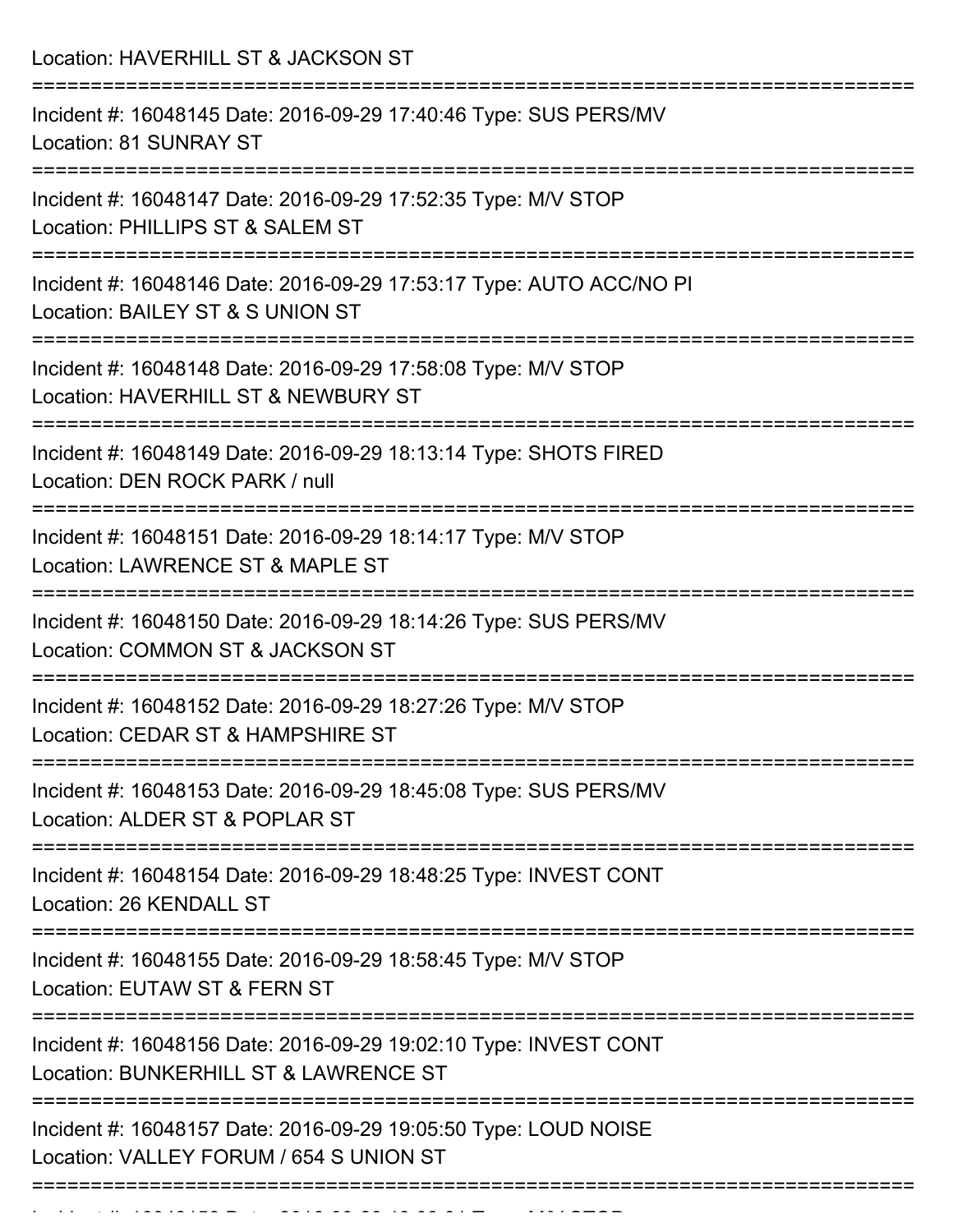Location: HAVERHILL ST & JACKSON ST

===========================================================================

Incident #: 16048145 Date: 2016-09-29 17:40:46 Type: SUS PERS/MV
Location: 81 SUNRAY ST

===========================================================================

Incident #: 16048147 Date: 2016-09-29 17:52:35 Type: M/V STOP
Location: PHILLIPS ST & SALEM ST

===========================================================================

Incident #: 16048146 Date: 2016-09-29 17:53:17 Type: AUTO ACC/NO PI
Location: BAILEY ST & S UNION ST

===========================================================================

Incident #: 16048148 Date: 2016-09-29 17:58:08 Type: M/V STOP
Location: HAVERHILL ST & NEWBURY ST

===========================================================================

Incident #: 16048149 Date: 2016-09-29 18:13:14 Type: SHOTS FIRED
Location: DEN ROCK PARK / null

===========================================================================

Incident #: 16048151 Date: 2016-09-29 18:14:17 Type: M/V STOP
Location: LAWRENCE ST & MAPLE ST

===========================================================================

Incident #: 16048150 Date: 2016-09-29 18:14:26 Type: SUS PERS/MV
Location: COMMON ST & JACKSON ST

===========================================================================

Incident #: 16048152 Date: 2016-09-29 18:27:26 Type: M/V STOP
Location: CEDAR ST & HAMPSHIRE ST

===========================================================================

Incident #: 16048153 Date: 2016-09-29 18:45:08 Type: SUS PERS/MV
Location: ALDER ST & POPLAR ST

===========================================================================

Incident #: 16048154 Date: 2016-09-29 18:48:25 Type: INVEST CONT
Location: 26 KENDALL ST

===========================================================================

Incident #: 16048155 Date: 2016-09-29 18:58:45 Type: M/V STOP
Location: EUTAW ST & FERN ST

===========================================================================

Incident #: 16048156 Date: 2016-09-29 19:02:10 Type: INVEST CONT
Location: BUNKERHILL ST & LAWRENCE ST

===========================================================================

Incident #: 16048157 Date: 2016-09-29 19:05:50 Type: LOUD NOISE
Location: VALLEY FORUM / 654 S UNION ST

===========================================================================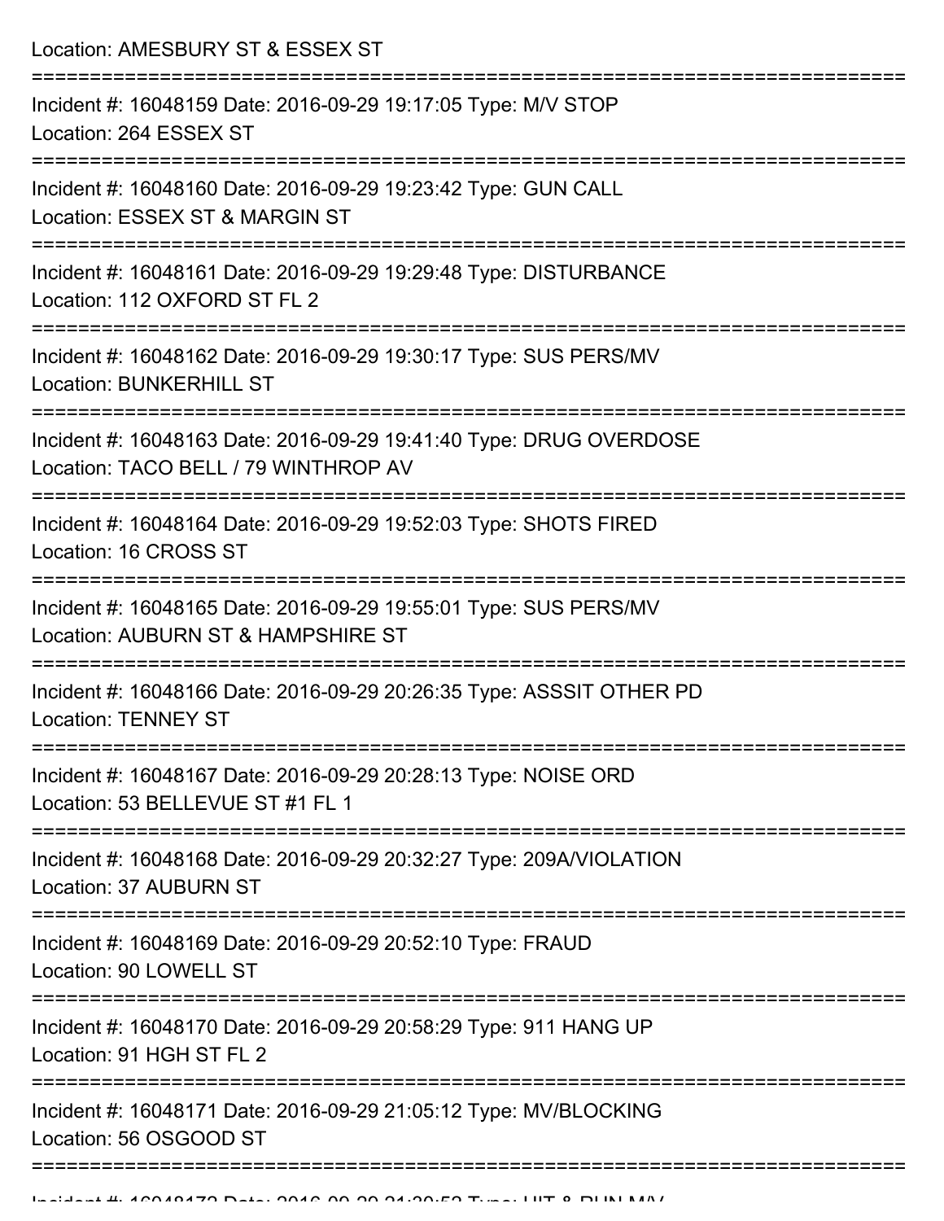Location: AMESBURY ST & ESSEX ST

===========================================================================

Incident #: 16048159 Date: 2016-09-29 19:17:05 Type: M/V STOP
Location: 264 ESSEX ST

===========================================================================

Incident #: 16048160 Date: 2016-09-29 19:23:42 Type: GUN CALL
Location: ESSEX ST & MARGIN ST

===========================================================================

Incident #: 16048161 Date: 2016-09-29 19:29:48 Type: DISTURBANCE
Location: 112 OXFORD ST FL 2

===========================================================================

Incident #: 16048162 Date: 2016-09-29 19:30:17 Type: SUS PERS/MV
Location: BUNKERHILL ST

===========================================================================

Incident #: 16048163 Date: 2016-09-29 19:41:40 Type: DRUG OVERDOSE
Location: TACO BELL / 79 WINTHROP AV

===========================================================================

Incident #: 16048164 Date: 2016-09-29 19:52:03 Type: SHOTS FIRED
Location: 16 CROSS ST

===========================================================================

Incident #: 16048165 Date: 2016-09-29 19:55:01 Type: SUS PERS/MV
Location: AUBURN ST & HAMPSHIRE ST

===========================================================================

Incident #: 16048166 Date: 2016-09-29 20:26:35 Type: ASSSIT OTHER PD
Location: TENNEY ST

===========================================================================

Incident #: 16048167 Date: 2016-09-29 20:28:13 Type: NOISE ORD
Location: 53 BELLEVUE ST #1 FL 1

===========================================================================

Incident #: 16048168 Date: 2016-09-29 20:32:27 Type: 209A/VIOLATION
Location: 37 AUBURN ST

===========================================================================

Incident #: 16048169 Date: 2016-09-29 20:52:10 Type: FRAUD
Location: 90 LOWELL ST

===========================================================================

Incident #: 16048170 Date: 2016-09-29 20:58:29 Type: 911 HANG UP
Location: 91 HGH ST FL 2

===========================================================================

Incident #: 16048171 Date: 2016-09-29 21:05:12 Type: MV/BLOCKING
Location: 56 OSGOOD ST

===========================================================================

Incident #: 16048172 Date: 2016-09-29 21:30:53 Type: HIT & RUN M/V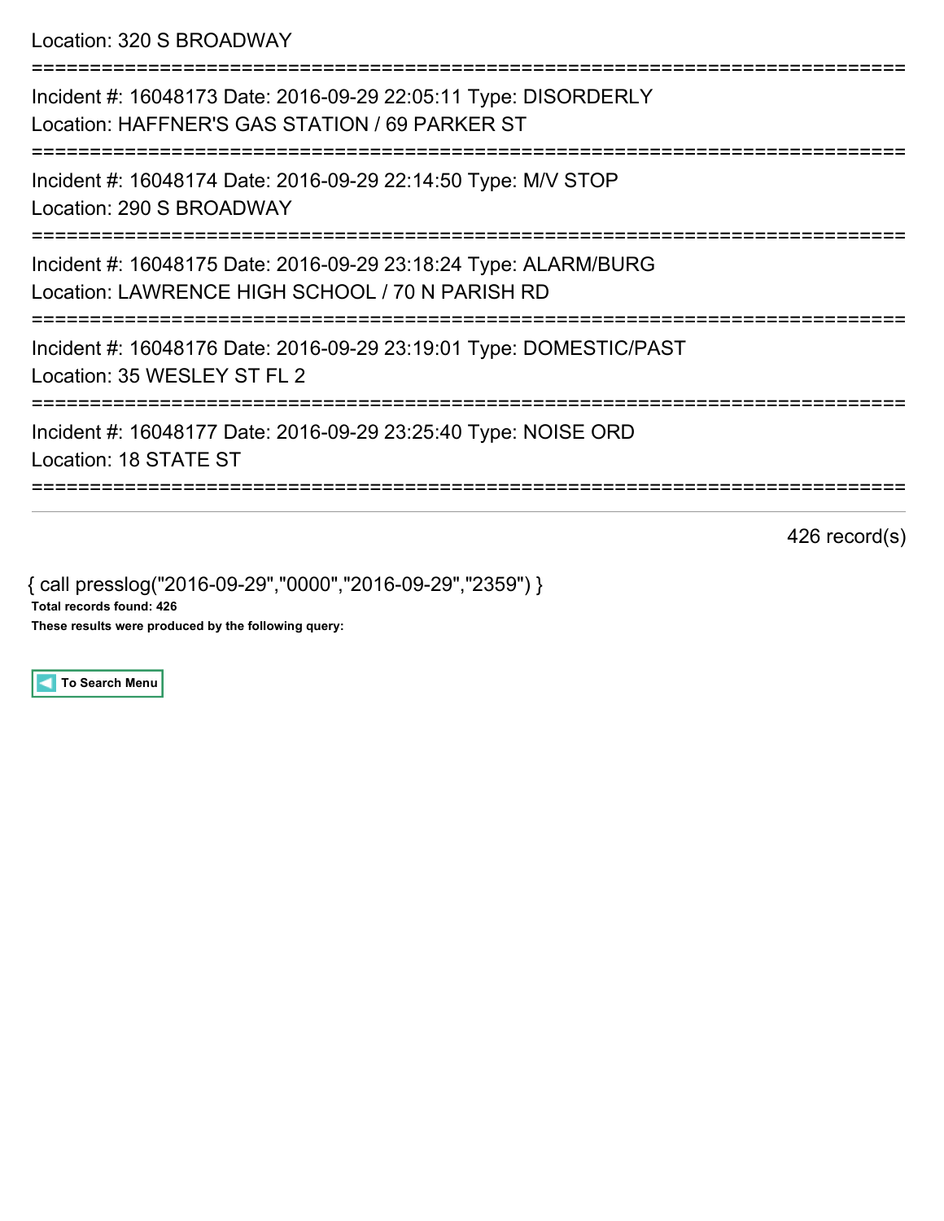Location: 320 S BROADWAY

===========================================================================

Incident #: 16048173 Date: 2016-09-29 22:05:11 Type: DISORDERLY
Location: HAFFNER'S GAS STATION / 69 PARKER ST

===========================================================================

Incident #: 16048174 Date: 2016-09-29 22:14:50 Type: M/V STOP
Location: 290 S BROADWAY

===========================================================================

Incident #: 16048175 Date: 2016-09-29 23:18:24 Type: ALARM/BURG
Location: LAWRENCE HIGH SCHOOL / 70 N PARISH RD

===========================================================================

Incident #: 16048176 Date: 2016-09-29 23:19:01 Type: DOMESTIC/PAST
Location: 35 WESLEY ST FL 2

===========================================================================

Incident #: 16048177 Date: 2016-09-29 23:25:40 Type: NOISE ORD
Location: 18 STATE ST

===========================================================================

426 record(s)

{ call presslog("2016-09-29","0000","2016-09-29","2359") }

**Total records found: 426**

**These results were produced by the following query:**

To Search Menu